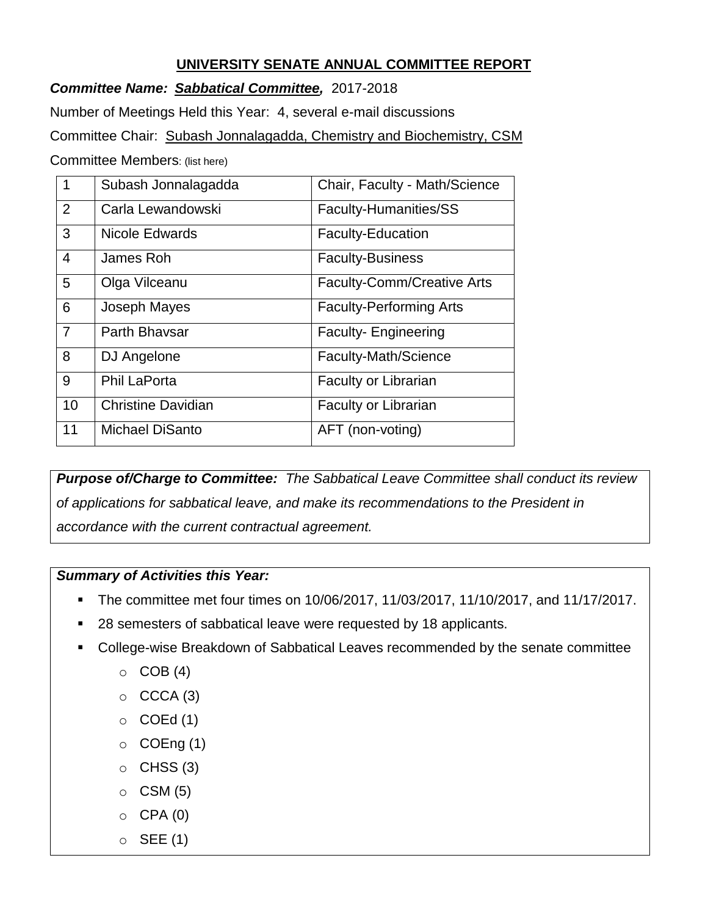# UNIVERSITY SENATE ANNUAL COMMITTEE REPORT

***Committee Name: Sabbatical Committee,*** 2017-2018

Number of Meetings Held this Year: 4, several e-mail discussions

Committee Chair: Subash Jonnalagadda, Chemistry and Biochemistry, CSM

Committee Members: (list here)

| | | |
|---|---|---|
| 1 | Subash Jonnalagadda | Chair, Faculty - Math/Science |
| 2 | Carla Lewandowski | Faculty-Humanities/SS |
| 3 | Nicole Edwards | Faculty-Education |
| 4 | James Roh | Faculty-Business |
| 5 | Olga Vilceanu | Faculty-Comm/Creative Arts |
| 6 | Joseph Mayes | Faculty-Performing Arts |
| 7 | Parth Bhavsar | Faculty- Engineering |
| 8 | DJ Angelone | Faculty-Math/Science |
| 9 | Phil LaPorta | Faculty or Librarian |
| 10 | Christine Davidian | Faculty or Librarian |
| 11 | Michael DiSanto | AFT (non-voting) |

***Purpose of/Charge to Committee:*** *The Sabbatical Leave Committee shall conduct its review of applications for sabbatical leave, and make its recommendations to the President in accordance with the current contractual agreement.*

***Summary of Activities this Year:***

- The committee met four times on 10/06/2017, 11/03/2017, 11/10/2017, and 11/17/2017.
- 28 semesters of sabbatical leave were requested by 18 applicants.
- College-wise Breakdown of Sabbatical Leaves recommended by the senate committee
  - COB (4)
  - CCCA (3)
  - COEd (1)
  - COEng (1)
  - CHSS (3)
  - CSM (5)
  - CPA (0)
  - SEE (1)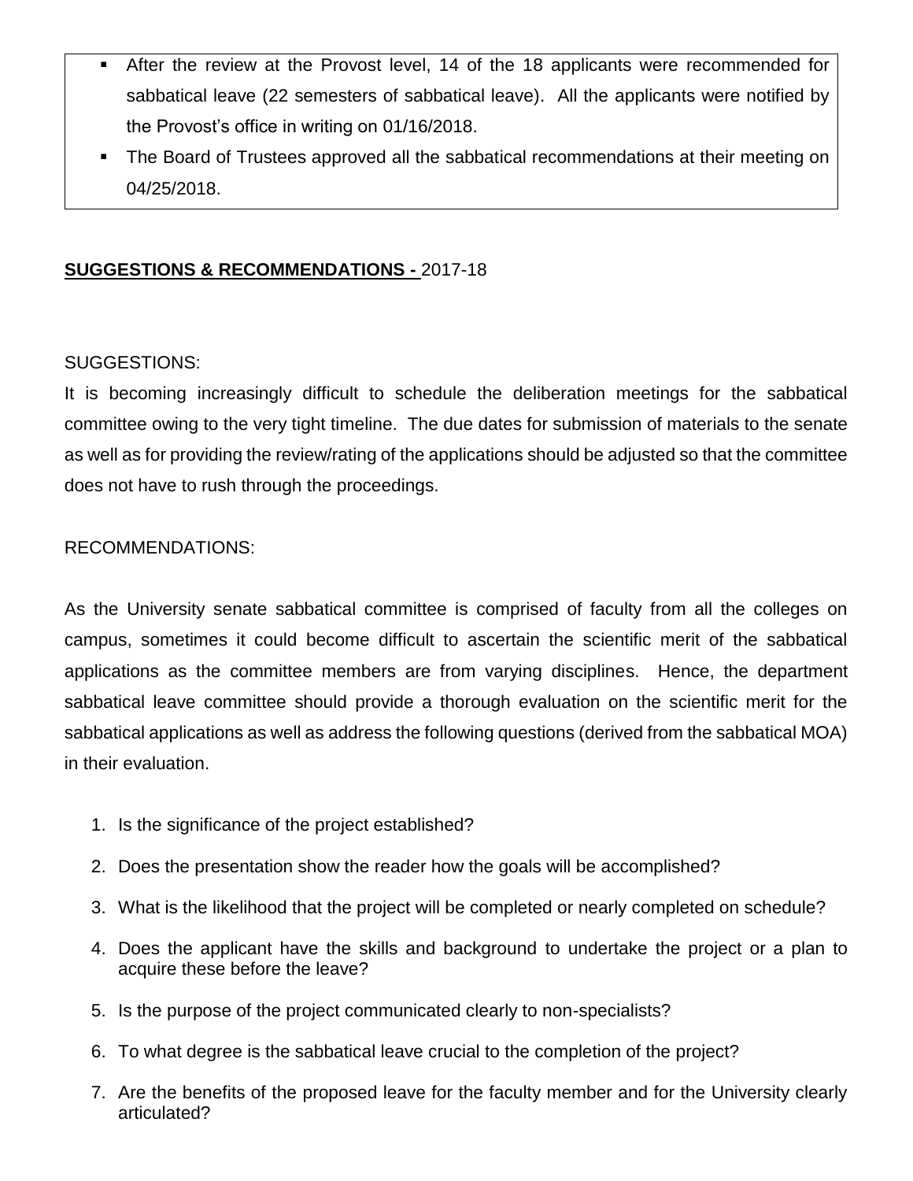- After the review at the Provost level, 14 of the 18 applicants were recommended for sabbatical leave (22 semesters of sabbatical leave). All the applicants were notified by the Provost's office in writing on 01/16/2018.
- The Board of Trustees approved all the sabbatical recommendations at their meeting on 04/25/2018.

**SUGGESTIONS & RECOMMENDATIONS -** 2017-18

SUGGESTIONS:

It is becoming increasingly difficult to schedule the deliberation meetings for the sabbatical committee owing to the very tight timeline. The due dates for submission of materials to the senate as well as for providing the review/rating of the applications should be adjusted so that the committee does not have to rush through the proceedings.

RECOMMENDATIONS:

As the University senate sabbatical committee is comprised of faculty from all the colleges on campus, sometimes it could become difficult to ascertain the scientific merit of the sabbatical applications as the committee members are from varying disciplines. Hence, the department sabbatical leave committee should provide a thorough evaluation on the scientific merit for the sabbatical applications as well as address the following questions (derived from the sabbatical MOA) in their evaluation.

1. Is the significance of the project established?
2. Does the presentation show the reader how the goals will be accomplished?
3. What is the likelihood that the project will be completed or nearly completed on schedule?
4. Does the applicant have the skills and background to undertake the project or a plan to acquire these before the leave?
5. Is the purpose of the project communicated clearly to non-specialists?
6. To what degree is the sabbatical leave crucial to the completion of the project?
7. Are the benefits of the proposed leave for the faculty member and for the University clearly articulated?